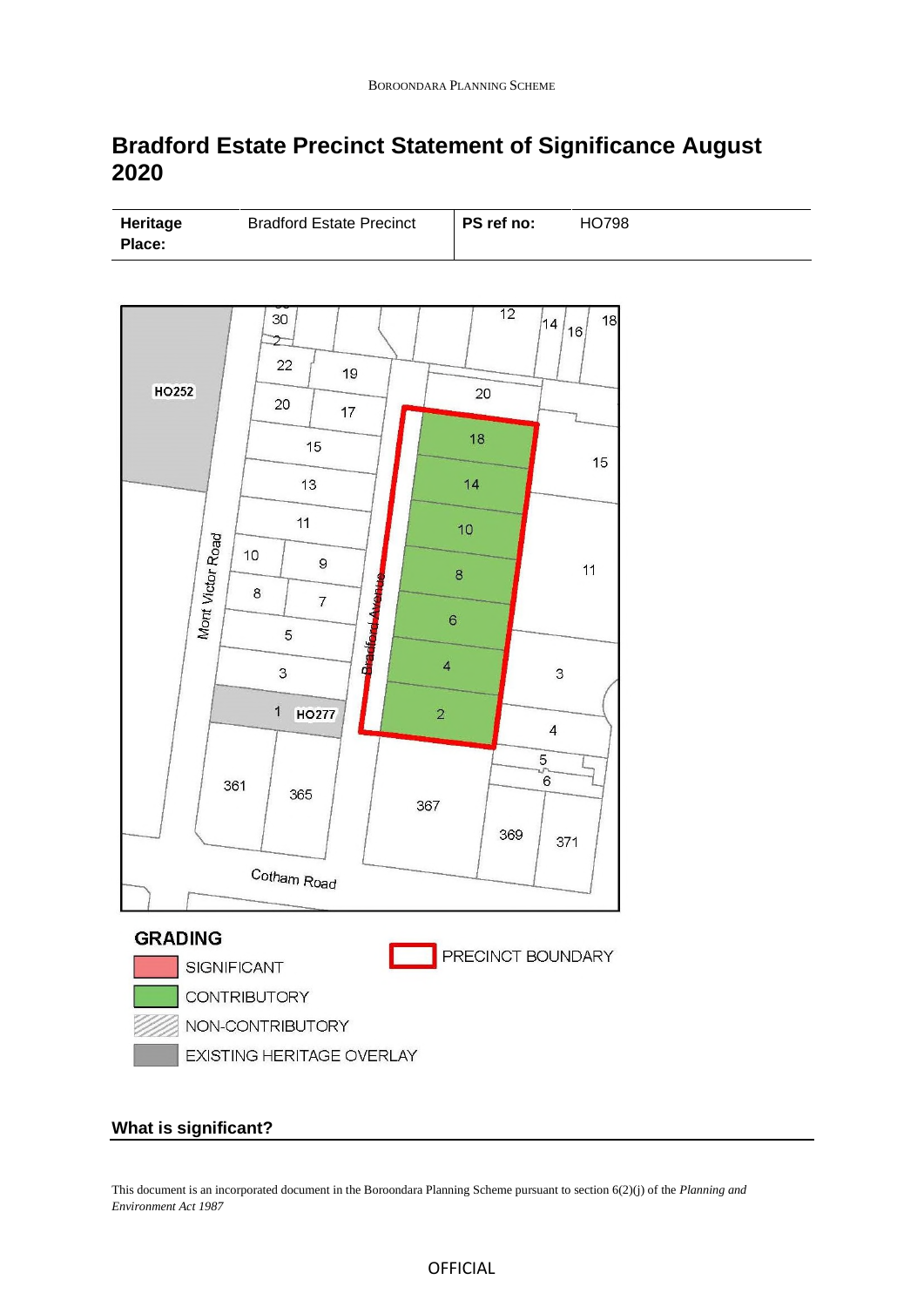# Bradford Estate Precinct Statement of Significance August 2020

| **Heritage Place:** | Bradford Estate Precinct | **PS ref no:** | HO798 |
| --- | --- | --- | --- |

**GRADING**

- SIGNIFICANT
- CONTRIBUTORY
- NON-CONTRIBUTORY
- EXISTING HERITAGE OVERLAY

PRECINCT BOUNDARY

## What is significant?

This document is an incorporated document in the Boroondara Planning Scheme pursuant to section 6(2)(j) of the *Planning and Environment Act 1987*

OFFICIAL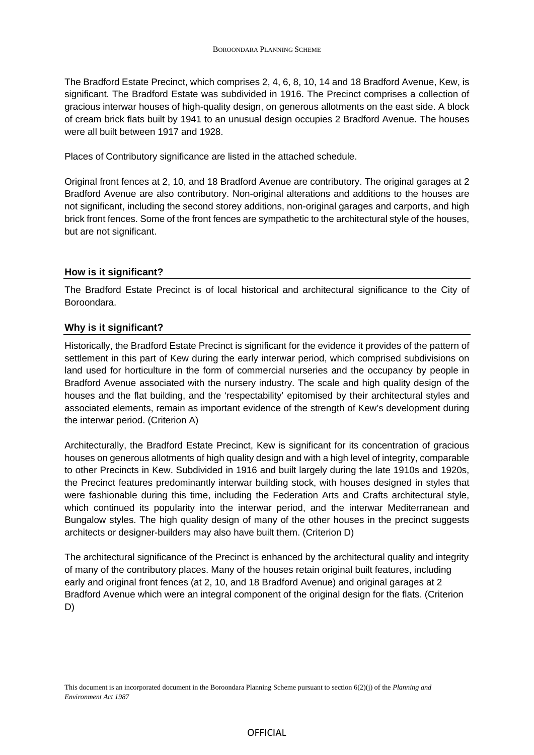The Bradford Estate Precinct, which comprises 2, 4, 6, 8, 10, 14 and 18 Bradford Avenue, Kew, is significant. The Bradford Estate was subdivided in 1916. The Precinct comprises a collection of gracious interwar houses of high-quality design, on generous allotments on the east side. A block of cream brick flats built by 1941 to an unusual design occupies 2 Bradford Avenue. The houses were all built between 1917 and 1928.

Places of Contributory significance are listed in the attached schedule.

Original front fences at 2, 10, and 18 Bradford Avenue are contributory. The original garages at 2 Bradford Avenue are also contributory. Non-original alterations and additions to the houses are not significant, including the second storey additions, non-original garages and carports, and high brick front fences. Some of the front fences are sympathetic to the architectural style of the houses, but are not significant.

## How is it significant?

The Bradford Estate Precinct is of local historical and architectural significance to the City of Boroondara.

## Why is it significant?

Historically, the Bradford Estate Precinct is significant for the evidence it provides of the pattern of settlement in this part of Kew during the early interwar period, which comprised subdivisions on land used for horticulture in the form of commercial nurseries and the occupancy by people in Bradford Avenue associated with the nursery industry. The scale and high quality design of the houses and the flat building, and the 'respectability' epitomised by their architectural styles and associated elements, remain as important evidence of the strength of Kew's development during the interwar period. (Criterion A)

Architecturally, the Bradford Estate Precinct, Kew is significant for its concentration of gracious houses on generous allotments of high quality design and with a high level of integrity, comparable to other Precincts in Kew. Subdivided in 1916 and built largely during the late 1910s and 1920s, the Precinct features predominantly interwar building stock, with houses designed in styles that were fashionable during this time, including the Federation Arts and Crafts architectural style, which continued its popularity into the interwar period, and the interwar Mediterranean and Bungalow styles. The high quality design of many of the other houses in the precinct suggests architects or designer-builders may also have built them. (Criterion D)

The architectural significance of the Precinct is enhanced by the architectural quality and integrity of many of the contributory places. Many of the houses retain original built features, including early and original front fences (at 2, 10, and 18 Bradford Avenue) and original garages at 2 Bradford Avenue which were an integral component of the original design for the flats. (Criterion D)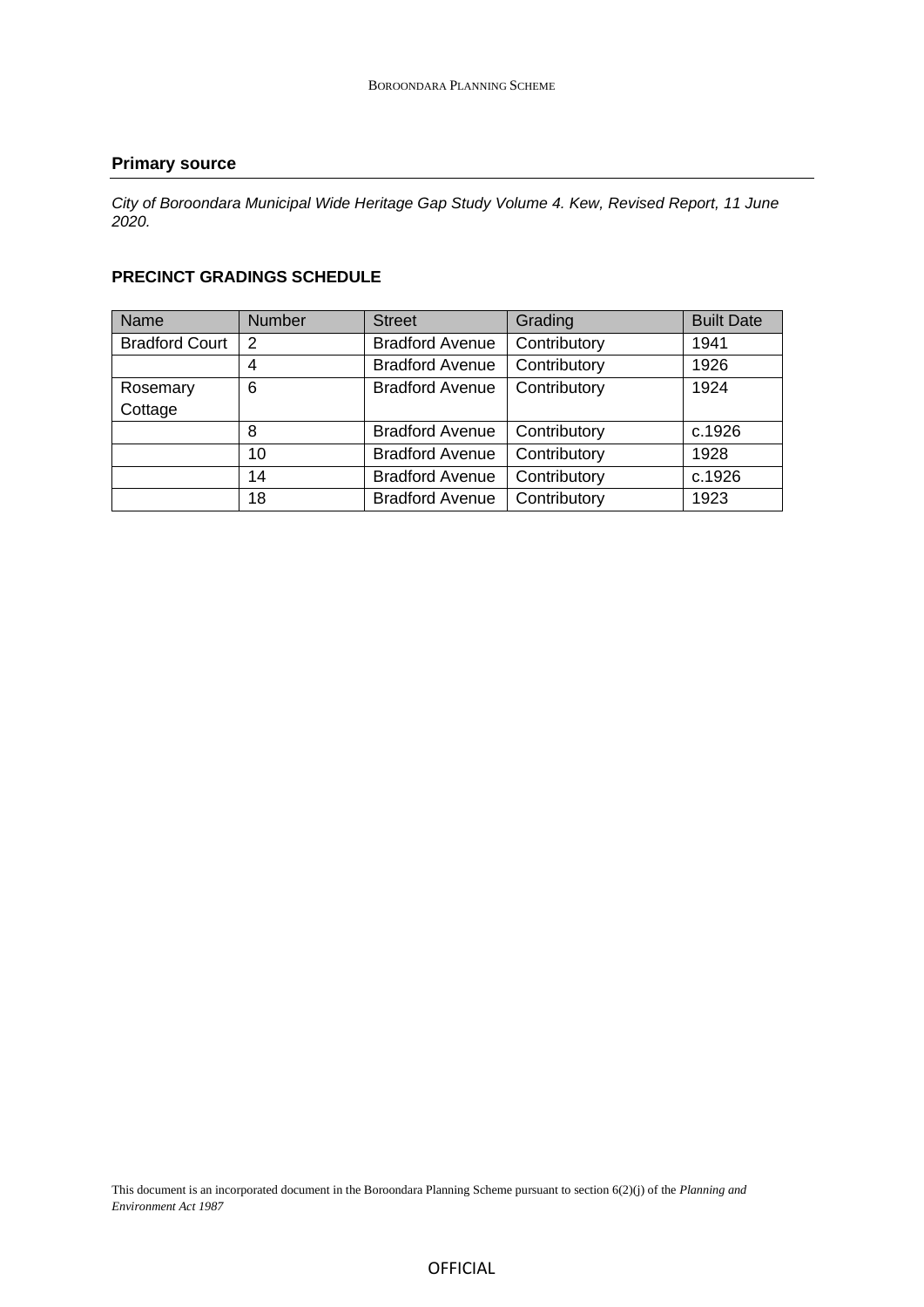## Primary source

*City of Boroondara Municipal Wide Heritage Gap Study Volume 4. Kew, Revised Report, 11 June 2020.*

### PRECINCT GRADINGS SCHEDULE

| Name | Number | Street | Grading | Built Date |
|---|---|---|---|---|
| Bradford Court | 2 | Bradford Avenue | Contributory | 1941 |
| | 4 | Bradford Avenue | Contributory | 1926 |
| Rosemary Cottage | 6 | Bradford Avenue | Contributory | 1924 |
| | 8 | Bradford Avenue | Contributory | c.1926 |
| | 10 | Bradford Avenue | Contributory | 1928 |
| | 14 | Bradford Avenue | Contributory | c.1926 |
| | 18 | Bradford Avenue | Contributory | 1923 |

This document is an incorporated document in the Boroondara Planning Scheme pursuant to section 6(2)(j) of the *Planning and Environment Act 1987*